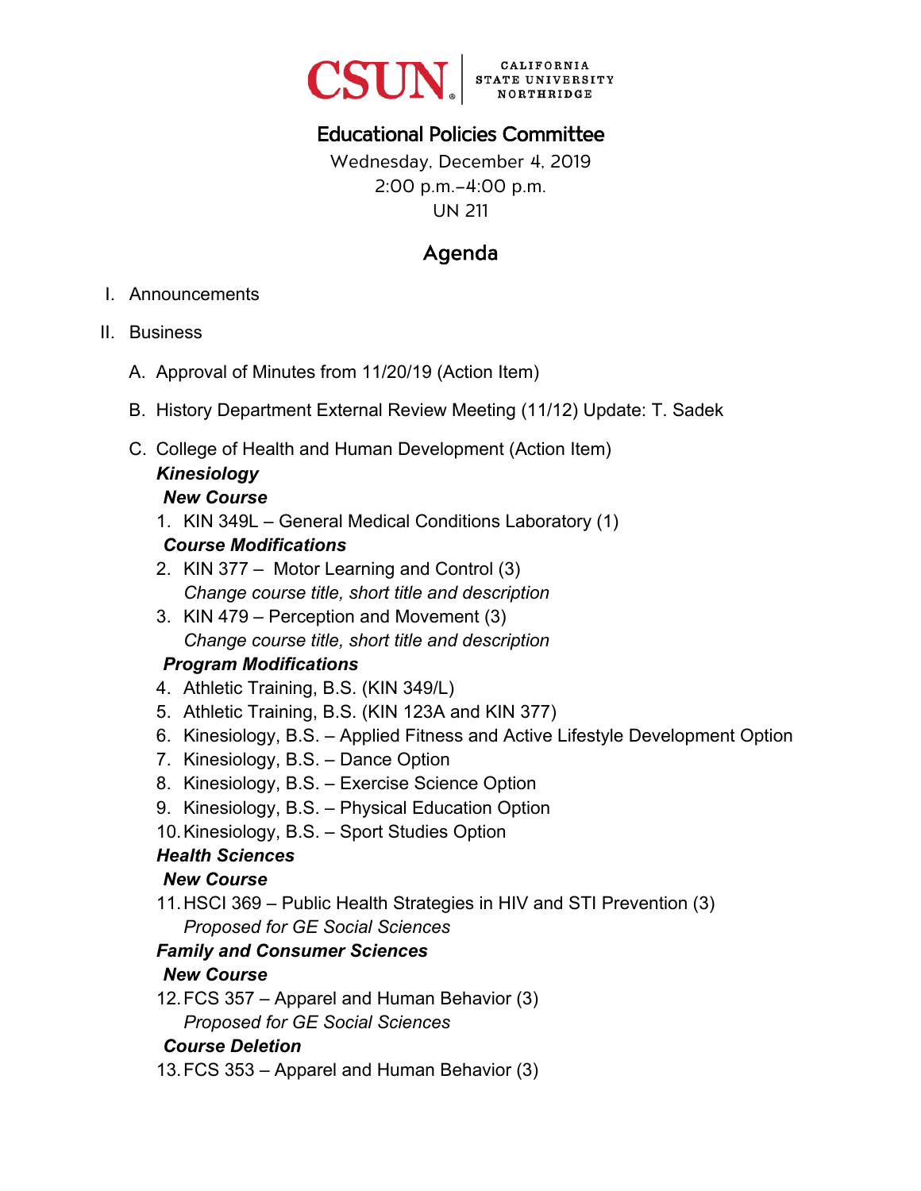CSUN CALIFORNIA STATE UNIVERSITY NORTHRIDGE

# Educational Policies Committee

Wednesday, December 4, 2019
2:00 p.m.–4:00 p.m.
UN 211

## Agenda

I. Announcements

II. Business

A. Approval of Minutes from 11/20/19 (Action Item)

B. History Department External Review Meeting (11/12) Update: T. Sadek

C. College of Health and Human Development (Action Item)

***Kinesiology***

***New Course***

1. KIN 349L – General Medical Conditions Laboratory (1)

***Course Modifications***

2. KIN 377 – Motor Learning and Control (3)
   *Change course title, short title and description*
3. KIN 479 – Perception and Movement (3)
   *Change course title, short title and description*

***Program Modifications***

4. Athletic Training, B.S. (KIN 349/L)
5. Athletic Training, B.S. (KIN 123A and KIN 377)
6. Kinesiology, B.S. – Applied Fitness and Active Lifestyle Development Option
7. Kinesiology, B.S. – Dance Option
8. Kinesiology, B.S. – Exercise Science Option
9. Kinesiology, B.S. – Physical Education Option
10. Kinesiology, B.S. – Sport Studies Option

***Health Sciences***

***New Course***

11. HSCI 369 – Public Health Strategies in HIV and STI Prevention (3)
    *Proposed for GE Social Sciences*

***Family and Consumer Sciences***

***New Course***

12. FCS 357 – Apparel and Human Behavior (3)
    *Proposed for GE Social Sciences*

***Course Deletion***

13. FCS 353 – Apparel and Human Behavior (3)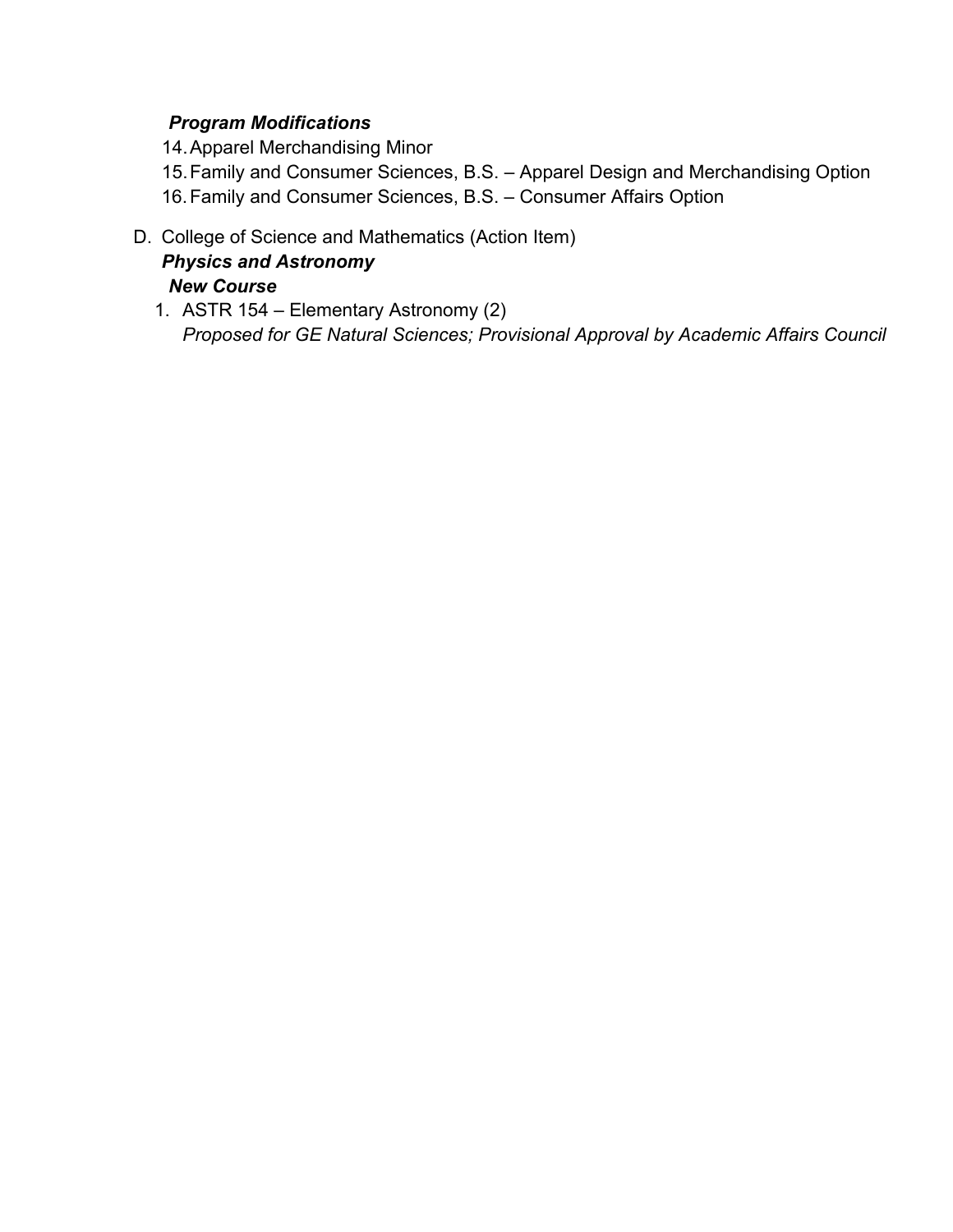***Program Modifications***

14. Apparel Merchandising Minor
15. Family and Consumer Sciences, B.S. – Apparel Design and Merchandising Option
16. Family and Consumer Sciences, B.S. – Consumer Affairs Option

D. College of Science and Mathematics (Action Item)

***Physics and Astronomy***

***New Course***

1. ASTR 154 – Elementary Astronomy (2)
   *Proposed for GE Natural Sciences; Provisional Approval by Academic Affairs Council*